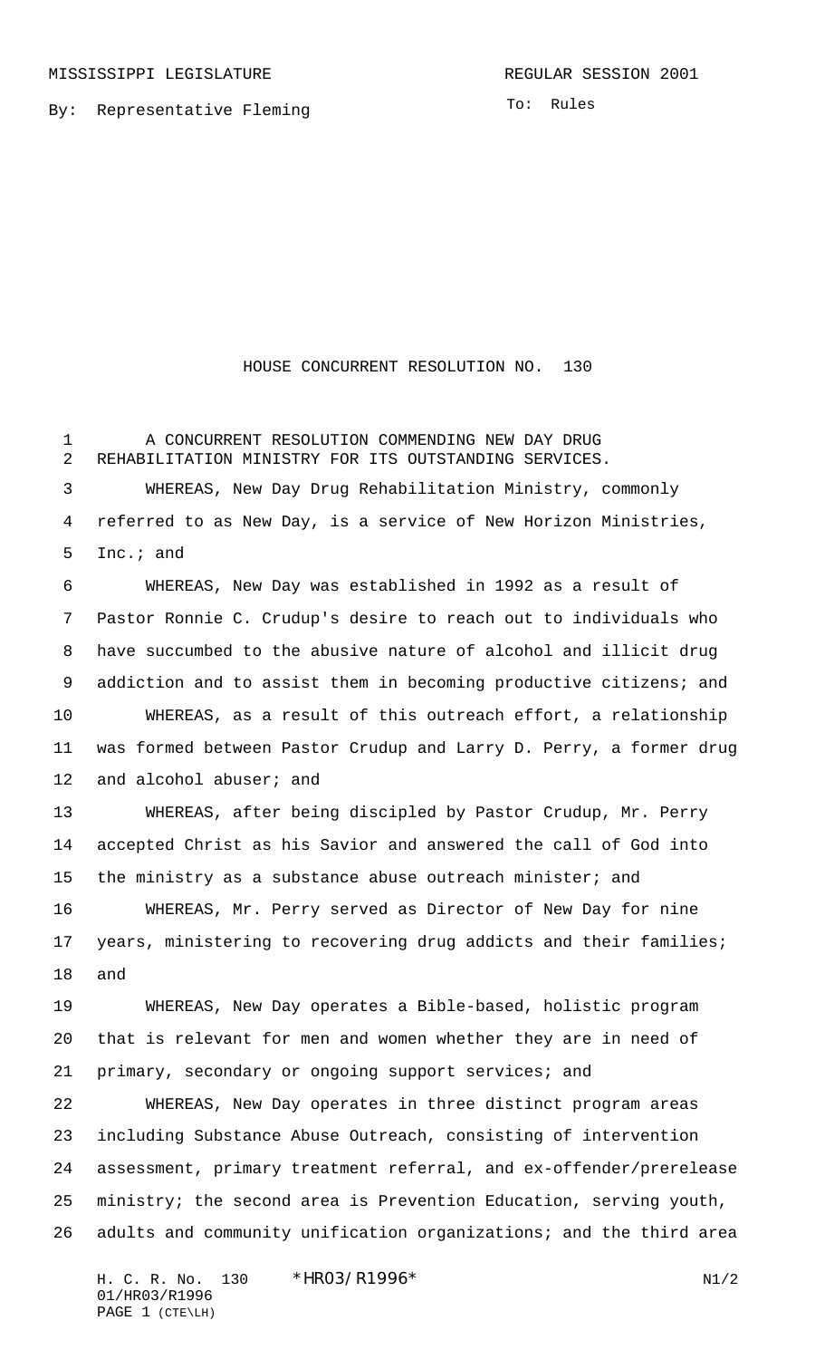MISSISSIPPI LEGISLATURE REGULAR SESSION 2001

By: Representative Fleming

To: Rules

# HOUSE CONCURRENT RESOLUTION NO. 130

A CONCURRENT RESOLUTION COMMENDING NEW DAY DRUG REHABILITATION MINISTRY FOR ITS OUTSTANDING SERVICES.

WHEREAS, New Day Drug Rehabilitation Ministry, commonly referred to as New Day, is a service of New Horizon Ministries, Inc.; and

WHEREAS, New Day was established in 1992 as a result of Pastor Ronnie C. Crudup's desire to reach out to individuals who have succumbed to the abusive nature of alcohol and illicit drug addiction and to assist them in becoming productive citizens; and

WHEREAS, as a result of this outreach effort, a relationship was formed between Pastor Crudup and Larry D. Perry, a former drug and alcohol abuser; and

WHEREAS, after being discipled by Pastor Crudup, Mr. Perry accepted Christ as his Savior and answered the call of God into the ministry as a substance abuse outreach minister; and

WHEREAS, Mr. Perry served as Director of New Day for nine years, ministering to recovering drug addicts and their families; and

WHEREAS, New Day operates a Bible-based, holistic program that is relevant for men and women whether they are in need of primary, secondary or ongoing support services; and

WHEREAS, New Day operates in three distinct program areas including Substance Abuse Outreach, consisting of intervention assessment, primary treatment referral, and ex-offender/prerelease ministry; the second area is Prevention Education, serving youth, adults and community unification organizations; and the third area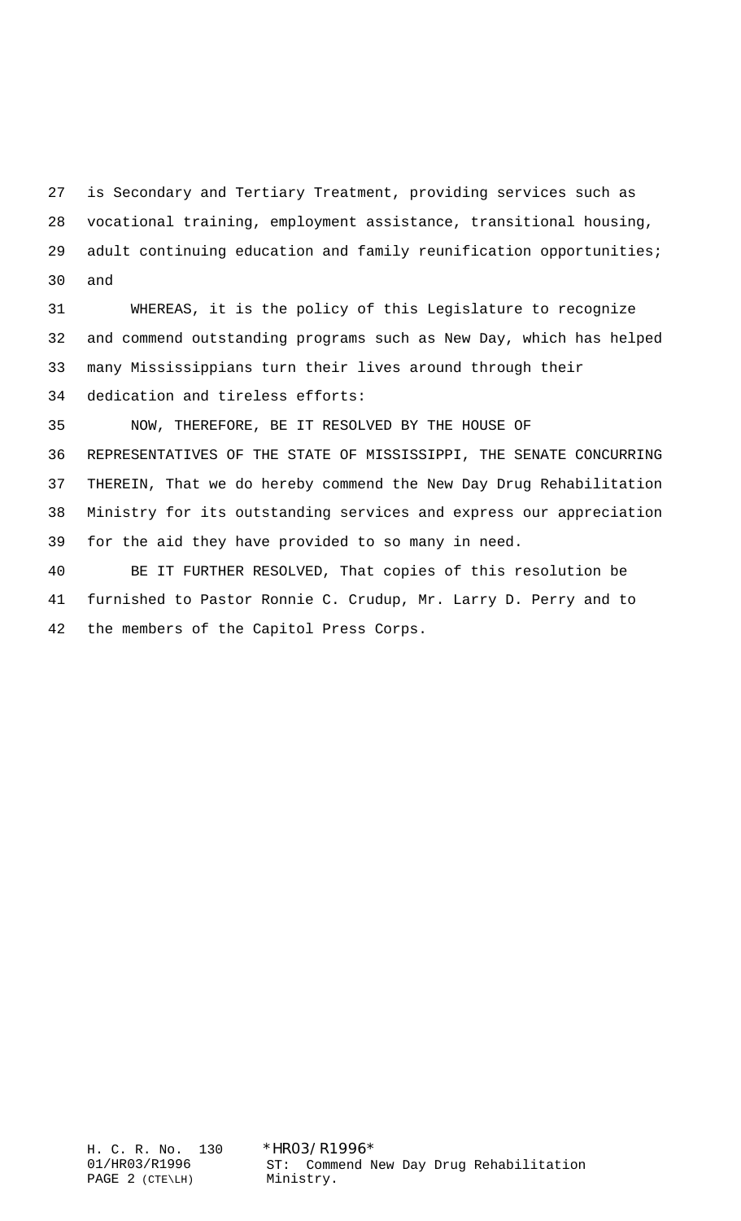is Secondary and Tertiary Treatment, providing services such as vocational training, employment assistance, transitional housing, adult continuing education and family reunification opportunities; and

WHEREAS, it is the policy of this Legislature to recognize and commend outstanding programs such as New Day, which has helped many Mississippians turn their lives around through their dedication and tireless efforts:

NOW, THEREFORE, BE IT RESOLVED BY THE HOUSE OF REPRESENTATIVES OF THE STATE OF MISSISSIPPI, THE SENATE CONCURRING THEREIN, That we do hereby commend the New Day Drug Rehabilitation Ministry for its outstanding services and express our appreciation for the aid they have provided to so many in need.

BE IT FURTHER RESOLVED, That copies of this resolution be furnished to Pastor Ronnie C. Crudup, Mr. Larry D. Perry and to the members of the Capitol Press Corps.